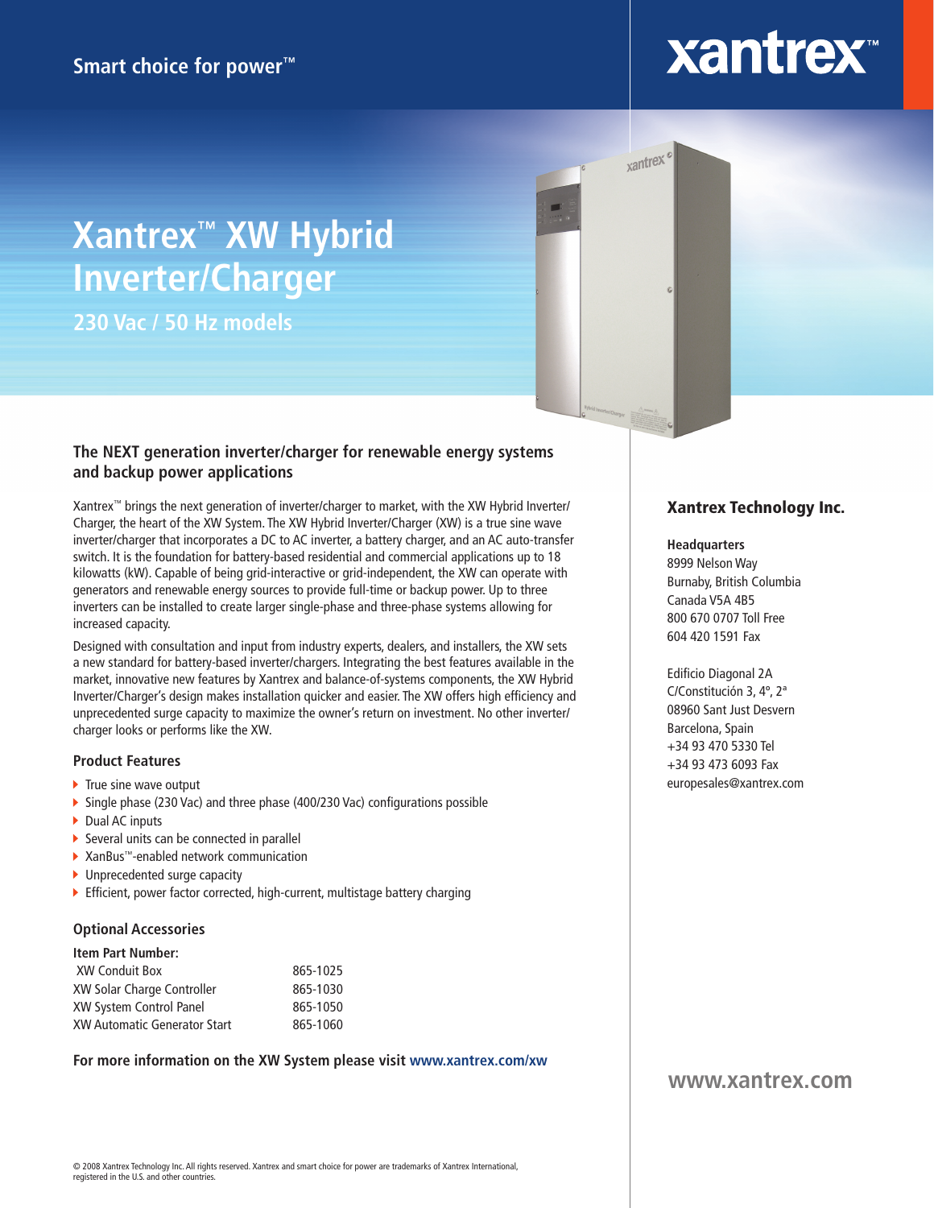Smart choice for power™

xantrex™

# Xantrex™ XW Hybrid Inverter/Charger

## 230 Vac / 50 Hz models

### The NEXT generation inverter/charger for renewable energy systems and backup power applications

Xantrex™ brings the next generation of inverter/charger to market, with the XW Hybrid Inverter/Charger, the heart of the XW System. The XW Hybrid Inverter/Charger (XW) is a true sine wave inverter/charger that incorporates a DC to AC inverter, a battery charger, and an AC auto-transfer switch. It is the foundation for battery-based residential and commercial applications up to 18 kilowatts (kW). Capable of being grid-interactive or grid-independent, the XW can operate with generators and renewable energy sources to provide full-time or backup power. Up to three inverters can be installed to create larger single-phase and three-phase systems allowing for increased capacity.

Designed with consultation and input from industry experts, dealers, and installers, the XW sets a new standard for battery-based inverter/chargers. Integrating the best features available in the market, innovative new features by Xantrex and balance-of-systems components, the XW Hybrid Inverter/Charger's design makes installation quicker and easier. The XW offers high efficiency and unprecedented surge capacity to maximize the owner's return on investment. No other inverter/charger looks or performs like the XW.

### Product Features

- True sine wave output
- Single phase (230 Vac) and three phase (400/230 Vac) configurations possible
- Dual AC inputs
- Several units can be connected in parallel
- XanBus™-enabled network communication
- Unprecedented surge capacity
- Efficient, power factor corrected, high-current, multistage battery charging

### Optional Accessories

| Item Part Number: | |
|---|---|
| XW Conduit Box | 865-1025 |
| XW Solar Charge Controller | 865-1030 |
| XW System Control Panel | 865-1050 |
| XW Automatic Generator Start | 865-1060 |

**For more information on the XW System please visit www.xantrex.com/xw**

### Xantrex Technology Inc.

**Headquarters**
8999 Nelson Way
Burnaby, British Columbia
Canada V5A 4B5
800 670 0707 Toll Free
604 420 1591 Fax

Edificio Diagonal 2A
C/Constitución 3, 4º, 2ª
08960 Sant Just Desvern
Barcelona, Spain
+34 93 470 5330 Tel
+34 93 473 6093 Fax
europesales@xantrex.com

**www.xantrex.com**

© 2008 Xantrex Technology Inc. All rights reserved. Xantrex and smart choice for power are trademarks of Xantrex International, registered in the U.S. and other countries.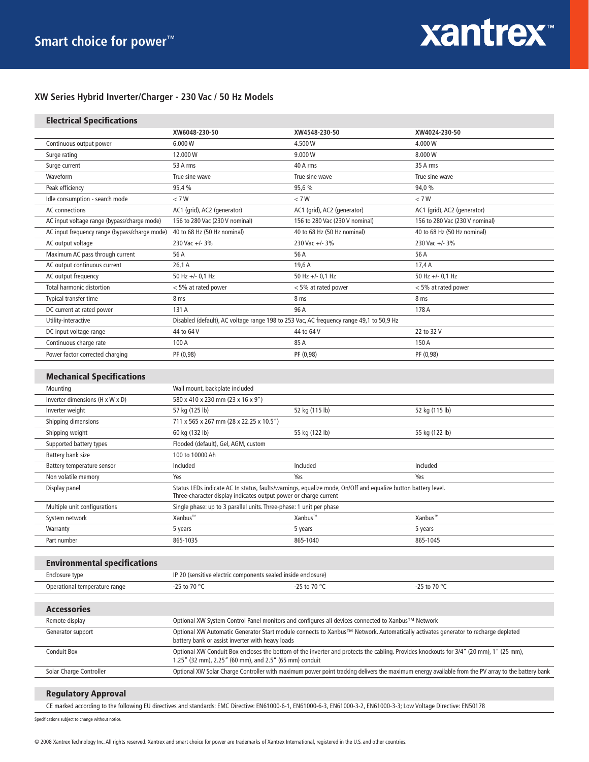Smart choice for power™

xantrex™

## XW Series Hybrid Inverter/Charger - 230 Vac / 50 Hz Models

### Electrical Specifications

| | XW6048-230-50 | XW4548-230-50 | XW4024-230-50 |
|---|---|---|---|
| Continuous output power | 6.000 W | 4.500 W | 4.000 W |
| Surge rating | 12.000 W | 9.000 W | 8.000 W |
| Surge current | 53 A rms | 40 A rms | 35 A rms |
| Waveform | True sine wave | True sine wave | True sine wave |
| Peak efficiency | 95,4 % | 95,6 % | 94,0 % |
| Idle consumption - search mode | < 7 W | < 7 W | < 7 W |
| AC connections | AC1 (grid), AC2 (generator) | AC1 (grid), AC2 (generator) | AC1 (grid), AC2 (generator) |
| AC input voltage range (bypass/charge mode) | 156 to 280 Vac (230 V nominal) | 156 to 280 Vac (230 V nominal) | 156 to 280 Vac (230 V nominal) |
| AC input frequency range (bypass/charge mode) | 40 to 68 Hz (50 Hz nominal) | 40 to 68 Hz (50 Hz nominal) | 40 to 68 Hz (50 Hz nominal) |
| AC output voltage | 230 Vac +/- 3% | 230 Vac +/- 3% | 230 Vac +/- 3% |
| Maximum AC pass through current | 56 A | 56 A | 56 A |
| AC output continuous current | 26,1 A | 19,6 A | 17,4 A |
| AC output frequency | 50 Hz +/- 0,1 Hz | 50 Hz +/- 0,1 Hz | 50 Hz +/- 0,1 Hz |
| Total harmonic distortion | < 5% at rated power | < 5% at rated power | < 5% at rated power |
| Typical transfer time | 8 ms | 8 ms | 8 ms |
| DC current at rated power | 131 A | 96 A | 178 A |
| Utility-interactive | Disabled (default), AC voltage range 198 to 253 Vac, AC frequency range 49,1 to 50,9 Hz | | |
| DC input voltage range | 44 to 64 V | 44 to 64 V | 22 to 32 V |
| Continuous charge rate | 100 A | 85 A | 150 A |
| Power factor corrected charging | PF (0,98) | PF (0,98) | PF (0,98) |

### Mechanical Specifications

| | | | |
|---|---|---|---|
| Mounting | Wall mount, backplate included | | |
| Inverter dimensions (H x W x D) | 580 x 410 x 230 mm (23 x 16 x 9”) | | |
| Inverter weight | 57 kg (125 lb) | 52 kg (115 lb) | 52 kg (115 lb) |
| Shipping dimensions | 711 x 565 x 267 mm (28 x 22.25 x 10.5”) | | |
| Shipping weight | 60 kg (132 lb) | 55 kg (122 lb) | 55 kg (122 lb) |
| Supported battery types | Flooded (default), Gel, AGM, custom | | |
| Battery bank size | 100 to 10000 Ah | | |
| Battery temperature sensor | Included | Included | Included |
| Non volatile memory | Yes | Yes | Yes |
| Display panel | Status LEDs indicate AC In status, faults/warnings, equalize mode, On/Off and equalize button battery level. Three-character display indicates output power or charge current | | |
| Multiple unit configurations | Single phase: up to 3 parallel units. Three-phase: 1 unit per phase | | |
| System network | Xanbus™ | Xanbus™ | Xanbus™ |
| Warranty | 5 years | 5 years | 5 years |
| Part number | 865-1035 | 865-1040 | 865-1045 |

### Environmental specifications

| | | | |
|---|---|---|---|
| Enclosure type | IP 20 (sensitive electric components sealed inside enclosure) | | |
| Operational temperature range | -25 to 70 °C | -25 to 70 °C | -25 to 70 °C |

### Accessories

| | |
|---|---|
| Remote display | Optional XW System Control Panel monitors and configures all devices connected to Xanbus™ Network |
| Generator support | Optional XW Automatic Generator Start module connects to Xanbus™ Network. Automatically activates generator to recharge depleted battery bank or assist inverter with heavy loads |
| Conduit Box | Optional XW Conduit Box encloses the bottom of the inverter and protects the cabling. Provides knockouts for 3/4” (20 mm), 1” (25 mm), 1.25” (32 mm), 2.25” (60 mm), and 2.5” (65 mm) conduit |
| Solar Charge Controller | Optional XW Solar Charge Controller with maximum power point tracking delivers the maximum energy available from the PV array to the battery bank |

### Regulatory Approval

CE marked according to the following EU directives and standards: EMC Directive: EN61000-6-1, EN61000-6-3, EN61000-3-2, EN61000-3-3; Low Voltage Directive: EN50178

Specifications subject to change without notice.

© 2008 Xantrex Technology Inc. All rights reserved. Xantrex and smart choice for power are trademarks of Xantrex International, registered in the U.S. and other countries.